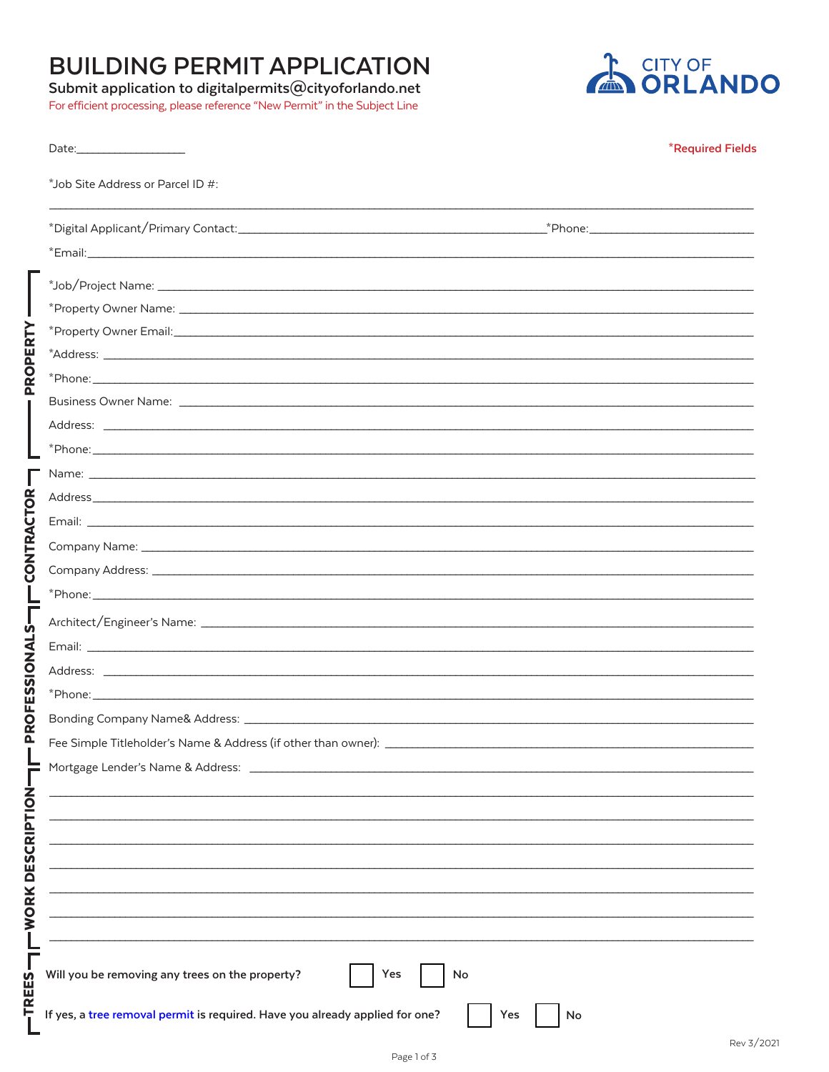# BUILDING PERMIT APPLICATION

**Submit application to digitalpermits@cityoforlando.net**

For efficient processing, please reference "New Permit" in the Subject Line

CITY OF ORLANDO

Date:__________________

*Required Fields

*Job Site Address or Parcel ID #:

______________________________________________________________________________

*Digital Applicant/Primary Contact:_______________________________________________*Phone:__________________________

*Email:______________________________________________________________________________

## PROPERTY

*Job/Project Name: ______________________________________________________________________

*Property Owner Name: ___________________________________________________________________

*Property Owner Email:___________________________________________________________________

*Address: ______________________________________________________________________________

*Phone:_______________________________________________________________________________

Business Owner Name: ___________________________________________________________________

Address: ______________________________________________________________________________

*Phone:_______________________________________________________________________________

## CONTRACTOR

Name: ________________________________________________________________________________

Address_______________________________________________________________________________

Email: ________________________________________________________________________________

Company Name: _________________________________________________________________________

Company Address: _______________________________________________________________________

*Phone:_______________________________________________________________________________

## PROFESSIONALS

Architect/Engineer's Name: ________________________________________________________________

Email: ________________________________________________________________________________

Address: ______________________________________________________________________________

*Phone:_______________________________________________________________________________

Bonding Company Name& Address: ____________________________________________________________

Fee Simple Titleholder's Name & Address (if other than owner): _________________________________________

Mortgage Lender's Name & Address: __________________________________________________________

## WORK DESCRIPTION

______________________________________________________________________________

______________________________________________________________________________

______________________________________________________________________________

______________________________________________________________________________

______________________________________________________________________________

______________________________________________________________________________

______________________________________________________________________________

## TREES

**Will you be removing any trees on the property?** ☐ Yes ☐ No

**If yes, a tree removal permit is required. Have you already applied for one?** ☐ Yes ☐ No

Rev 3/2021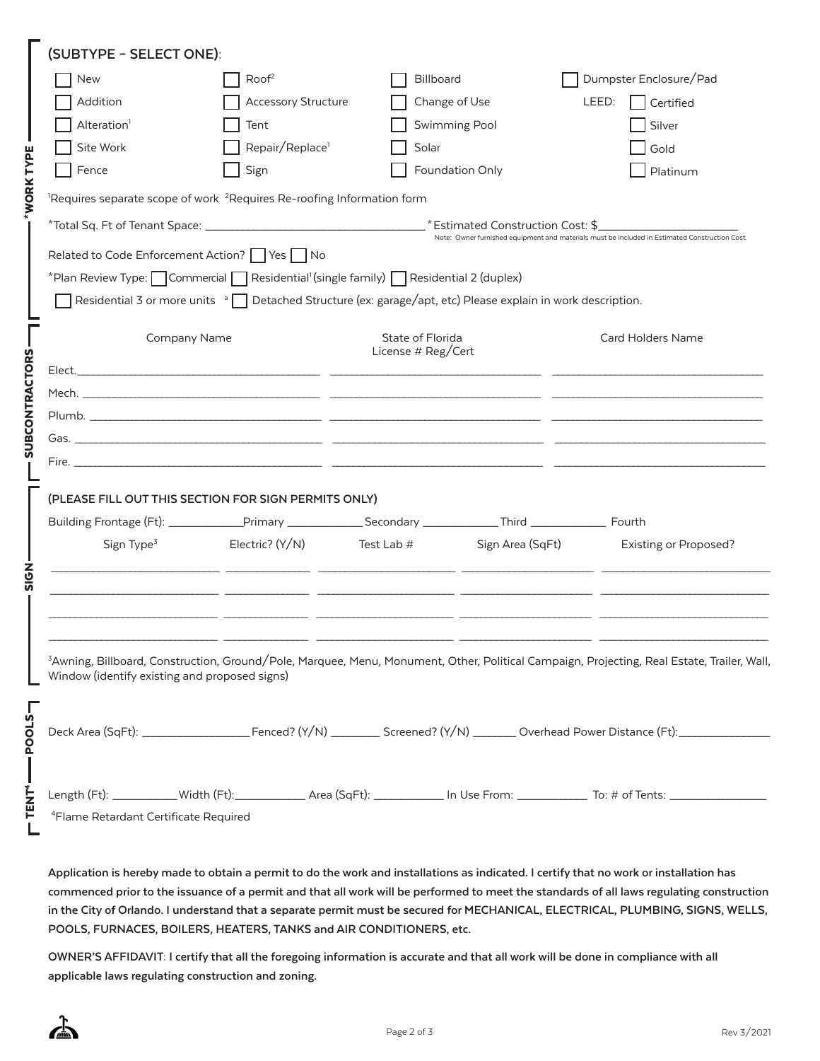## *WORK TYPE

**(SUBTYPE – SELECT ONE)**:

| | | | |
|---|---|---|---|
| ☐ New | ☐ Roof[2] | ☐ Billboard | ☐ Dumpster Enclosure/Pad |
| ☐ Addition | ☐ Accessory Structure | ☐ Change of Use | LEED: ☐ Certified |
| ☐ Alteration[1] | ☐ Tent | ☐ Swimming Pool | ☐ Silver |
| ☐ Site Work | ☐ Repair/Replace[1] | ☐ Solar | ☐ Gold |
| ☐ Fence | ☐ Sign | ☐ Foundation Only | ☐ Platinum |

[1]Requires separate scope of work [2]Requires Re-roofing Information form

*Total Sq. Ft of Tenant Space: ____________________ *Estimated Construction Cost: $____________________

Note: Owner furnished equipment and materials must be included in Estimated Construction Cost.

Related to Code Enforcement Action? ☐ Yes ☐ No

*Plan Review Type: ☐ Commercial ☐ Residential[1] (single family) ☐ Residential 2 (duplex)

☐ Residential 3 or more units [a] ☐ Detached Structure (ex: garage/apt, etc) Please explain in work description.

## SUBCONTRACTORS

| | Company Name | State of Florida License # Reg/Cert | Card Holders Name |
|---|---|---|---|
| Elect. | | | |
| Mech. | | | |
| Plumb. | | | |
| Gas. | | | |
| Fire. | | | |

## SIGN

**(PLEASE FILL OUT THIS SECTION FOR SIGN PERMITS ONLY)**

Building Frontage (Ft): __________Primary __________Secondary __________Third __________ Fourth

| Sign Type[3] | Electric? (Y/N) | Test Lab # | Sign Area (SqFt) | Existing or Proposed? |
|---|---|---|---|---|
| | | | | |
| | | | | |
| | | | | |
| | | | | |

[3]Awning, Billboard, Construction, Ground/Pole, Marquee, Menu, Monument, Other, Political Campaign, Projecting, Real Estate, Trailer, Wall, Window (identify existing and proposed signs)

## POOLS

Deck Area (SqFt): __________ Fenced? (Y/N) ________ Screened? (Y/N) ________ Overhead Power Distance (Ft): __________

## TENT[4]

Length (Ft): __________ Width (Ft): __________ Area (SqFt): __________ In Use From: __________ To: # of Tents: __________

[4]Flame Retardant Certificate Required

**Application is hereby made to obtain a permit to do the work and installations as indicated. I certify that no work or installation has commenced prior to the issuance of a permit and that all work will be performed to meet the standards of all laws regulating construction in the City of Orlando. I understand that a separate permit must be secured for MECHANICAL, ELECTRICAL, PLUMBING, SIGNS, WELLS, POOLS, FURNACES, BOILERS, HEATERS, TANKS and AIR CONDITIONERS, etc.**

**OWNER'S AFFIDAVIT: I certify that all the foregoing information is accurate and that all work will be done in compliance with all applicable laws regulating construction and zoning.**

Rev 3/2021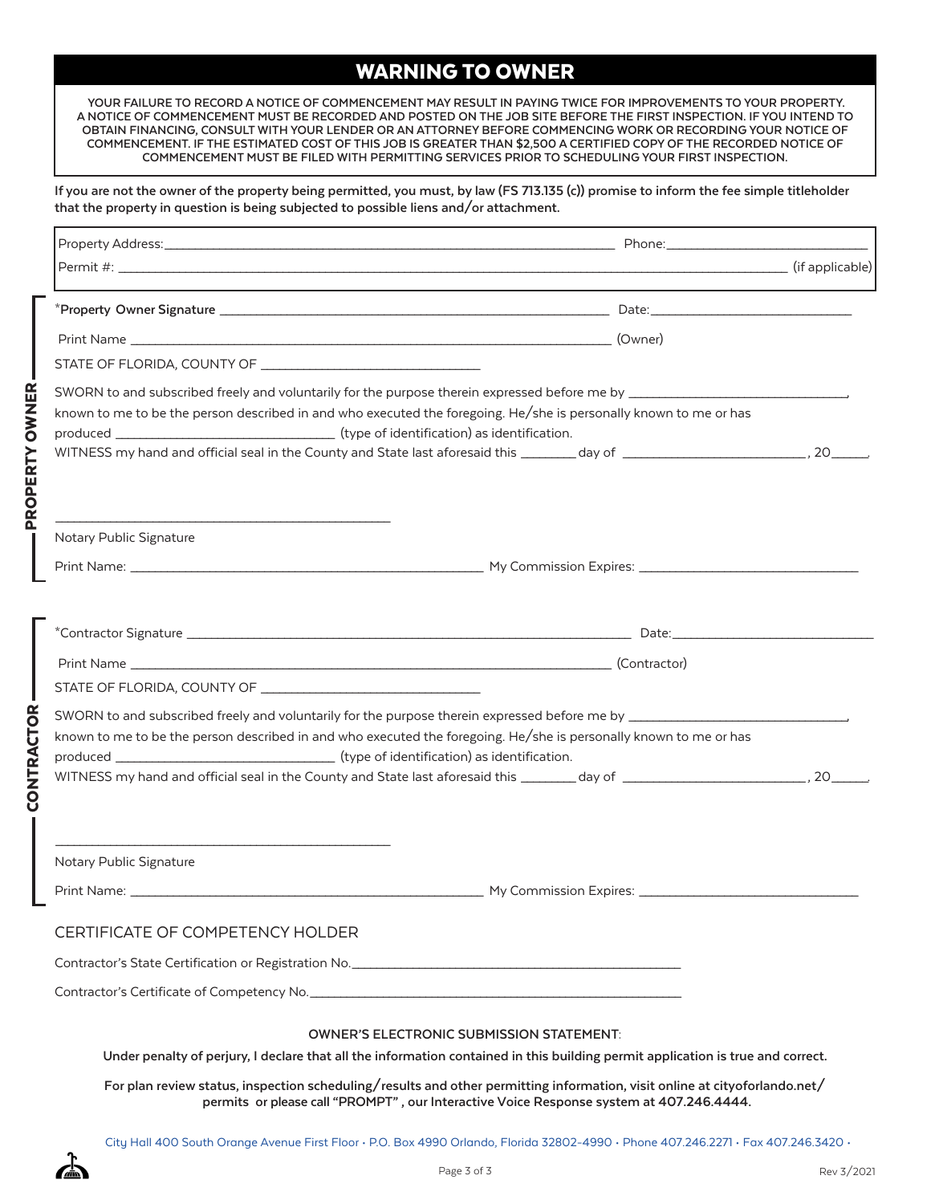# WARNING TO OWNER

**YOUR FAILURE TO RECORD A NOTICE OF COMMENCEMENT MAY RESULT IN PAYING TWICE FOR IMPROVEMENTS TO YOUR PROPERTY. A NOTICE OF COMMENCEMENT MUST BE RECORDED AND POSTED ON THE JOB SITE BEFORE THE FIRST INSPECTION. IF YOU INTEND TO OBTAIN FINANCING, CONSULT WITH YOUR LENDER OR AN ATTORNEY BEFORE COMMENCING WORK OR RECORDING YOUR NOTICE OF COMMENCEMENT. IF THE ESTIMATED COST OF THIS JOB IS GREATER THAN $2,500 A CERTIFIED COPY OF THE RECORDED NOTICE OF COMMENCEMENT MUST BE FILED WITH PERMITTING SERVICES PRIOR TO SCHEDULING YOUR FIRST INSPECTION.**

**If you are not the owner of the property being permitted, you must, by law (FS 713.135 (c)) promise to inform the fee simple titleholder that the property in question is being subjected to possible liens and/or attachment.**

Property Address:______________________________ Phone:______________________

Permit #: ______________________________ (if applicable)

## PROPERTY OWNER

*__Property Owner Signature__ ______________________________ Date:______________________

Print Name ______________________________ (Owner)

STATE OF FLORIDA, COUNTY OF ______________________

SWORN to and subscribed freely and voluntarily for the purpose therein expressed before me by ______________________, known to me to be the person described in and who executed the foregoing. He/she is personally known to me or has produced ______________________ (type of identification) as identification.

WITNESS my hand and official seal in the County and State last aforesaid this ________ day of ______________________, 20_____.

______________________________

Notary Public Signature

Print Name: ______________________________ My Commission Expires: ______________________

## CONTRACTOR

*Contractor Signature ______________________________ Date:______________________

Print Name ______________________________ (Contractor)

STATE OF FLORIDA, COUNTY OF ______________________

SWORN to and subscribed freely and voluntarily for the purpose therein expressed before me by ______________________, known to me to be the person described in and who executed the foregoing. He/she is personally known to me or has produced ______________________ (type of identification) as identification.

WITNESS my hand and official seal in the County and State last aforesaid this ________ day of ______________________, 20_____.

______________________________

Notary Public Signature

Print Name: ______________________________ My Commission Expires: ______________________

## CERTIFICATE OF COMPETENCY HOLDER

Contractor's State Certification or Registration No.______________________________

Contractor's Certificate of Competency No.______________________________

**OWNER'S ELECTRONIC SUBMISSION STATEMENT**:

**Under penalty of perjury, I declare that all the information contained in this building permit application is true and correct.**

**For plan review status, inspection scheduling/results and other permitting information, visit online at cityoforlando.net/permits or please call "PROMPT" , our Interactive Voice Response system at 407.246.4444.**

City Hall 400 South Orange Avenue First Floor • P.O. Box 4990 Orlando, Florida 32802-4990 • Phone 407.246.2271 • Fax 407.246.3420 •

Rev 3/2021